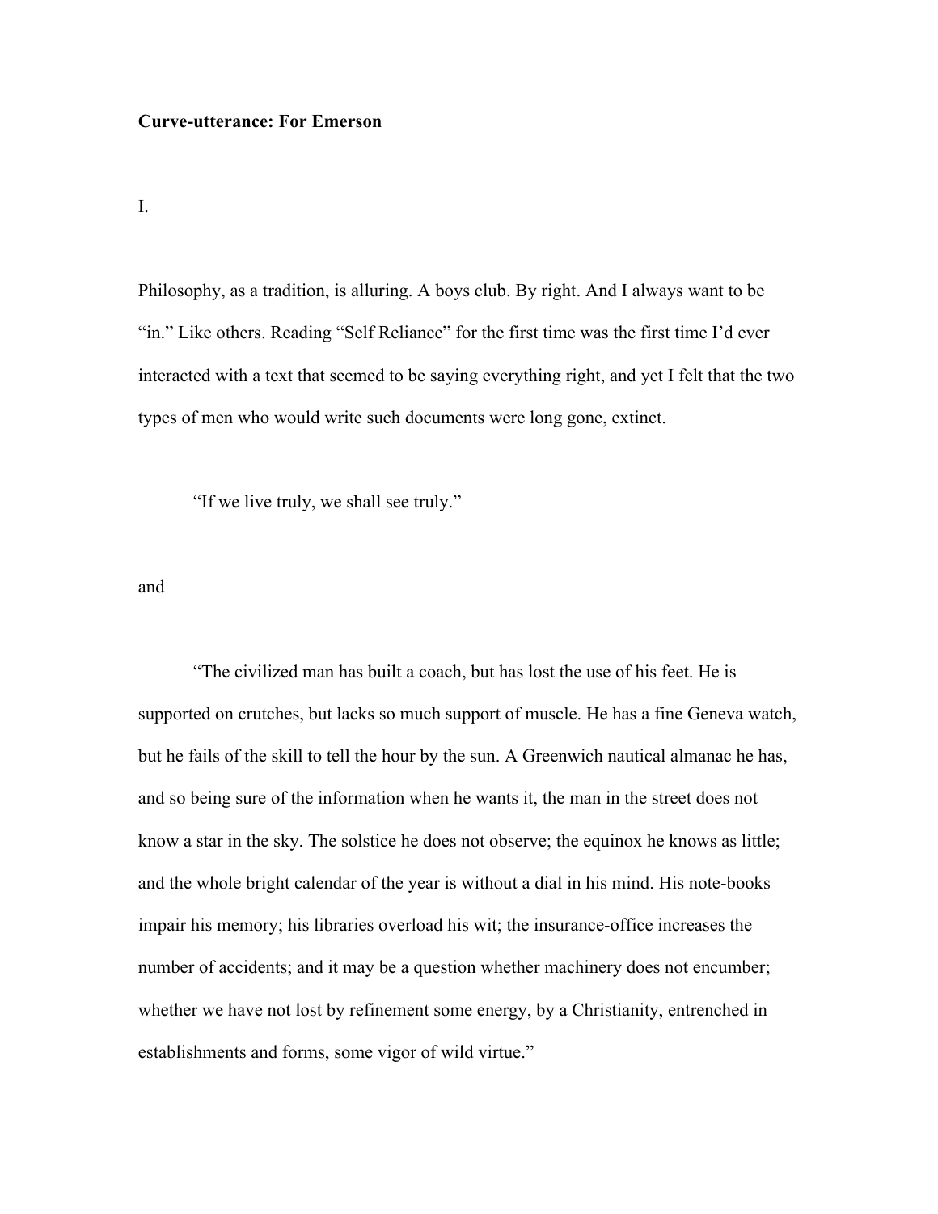**Curve-utterance: For Emerson**

I.

Philosophy, as a tradition, is alluring. A boys club. By right. And I always want to be "in." Like others. Reading "Self Reliance" for the first time was the first time I'd ever interacted with a text that seemed to be saying everything right, and yet I felt that the two types of men who would write such documents were long gone, extinct.

> "If we live truly, we shall see truly."

and

> "The civilized man has built a coach, but has lost the use of his feet. He is supported on crutches, but lacks so much support of muscle. He has a fine Geneva watch, but he fails of the skill to tell the hour by the sun. A Greenwich nautical almanac he has, and so being sure of the information when he wants it, the man in the street does not know a star in the sky. The solstice he does not observe; the equinox he knows as little; and the whole bright calendar of the year is without a dial in his mind. His note-books impair his memory; his libraries overload his wit; the insurance-office increases the number of accidents; and it may be a question whether machinery does not encumber; whether we have not lost by refinement some energy, by a Christianity, entrenched in establishments and forms, some vigor of wild virtue."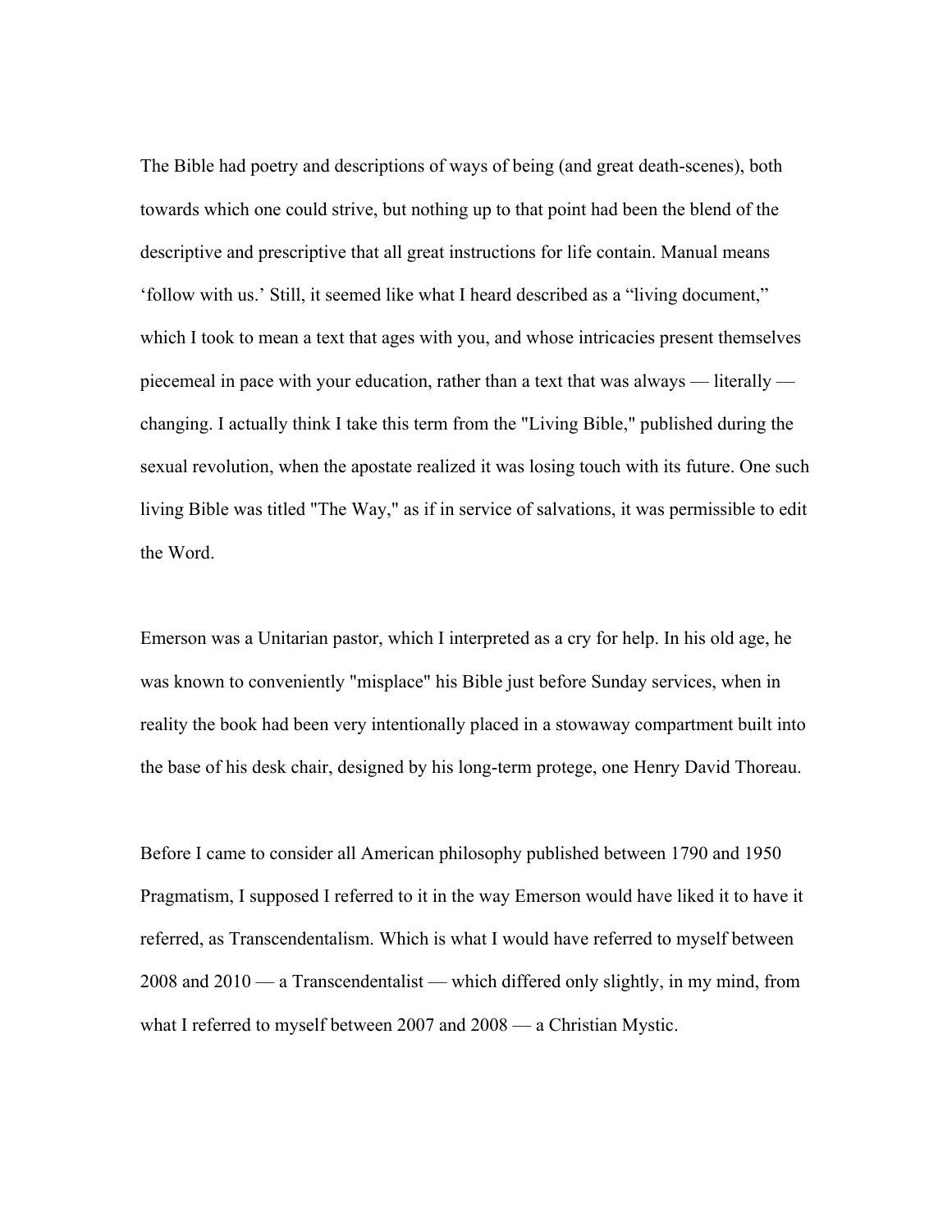The Bible had poetry and descriptions of ways of being (and great death-scenes), both towards which one could strive, but nothing up to that point had been the blend of the descriptive and prescriptive that all great instructions for life contain. Manual means ‘follow with us.’ Still, it seemed like what I heard described as a “living document,” which I took to mean a text that ages with you, and whose intricacies present themselves piecemeal in pace with your education, rather than a text that was always — literally — changing. I actually think I take this term from the "Living Bible," published during the sexual revolution, when the apostate realized it was losing touch with its future. One such living Bible was titled "The Way," as if in service of salvations, it was permissible to edit the Word.

Emerson was a Unitarian pastor, which I interpreted as a cry for help. In his old age, he was known to conveniently "misplace" his Bible just before Sunday services, when in reality the book had been very intentionally placed in a stowaway compartment built into the base of his desk chair, designed by his long-term protege, one Henry David Thoreau.

Before I came to consider all American philosophy published between 1790 and 1950 Pragmatism, I supposed I referred to it in the way Emerson would have liked it to have it referred, as Transcendentalism. Which is what I would have referred to myself between 2008 and 2010 — a Transcendentalist — which differed only slightly, in my mind, from what I referred to myself between 2007 and 2008 — a Christian Mystic.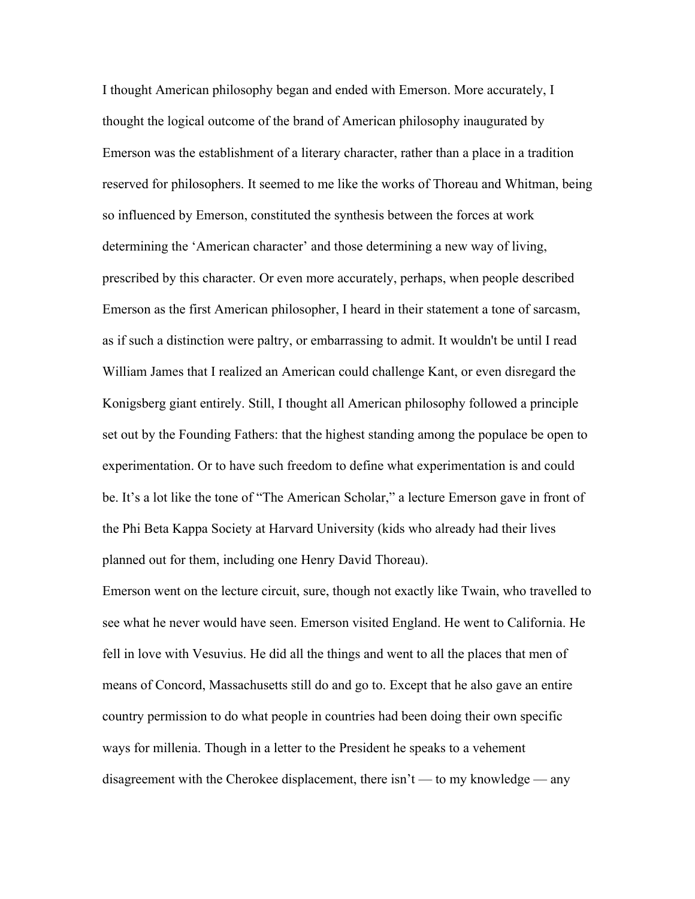I thought American philosophy began and ended with Emerson. More accurately, I thought the logical outcome of the brand of American philosophy inaugurated by Emerson was the establishment of a literary character, rather than a place in a tradition reserved for philosophers. It seemed to me like the works of Thoreau and Whitman, being so influenced by Emerson, constituted the synthesis between the forces at work determining the 'American character' and those determining a new way of living, prescribed by this character. Or even more accurately, perhaps, when people described Emerson as the first American philosopher, I heard in their statement a tone of sarcasm, as if such a distinction were paltry, or embarrassing to admit. It wouldn't be until I read William James that I realized an American could challenge Kant, or even disregard the Konigsberg giant entirely. Still, I thought all American philosophy followed a principle set out by the Founding Fathers: that the highest standing among the populace be open to experimentation. Or to have such freedom to define what experimentation is and could be. It's a lot like the tone of "The American Scholar," a lecture Emerson gave in front of the Phi Beta Kappa Society at Harvard University (kids who already had their lives planned out for them, including one Henry David Thoreau).

Emerson went on the lecture circuit, sure, though not exactly like Twain, who travelled to see what he never would have seen. Emerson visited England. He went to California. He fell in love with Vesuvius. He did all the things and went to all the places that men of means of Concord, Massachusetts still do and go to. Except that he also gave an entire country permission to do what people in countries had been doing their own specific ways for millenia. Though in a letter to the President he speaks to a vehement disagreement with the Cherokee displacement, there isn't — to my knowledge — any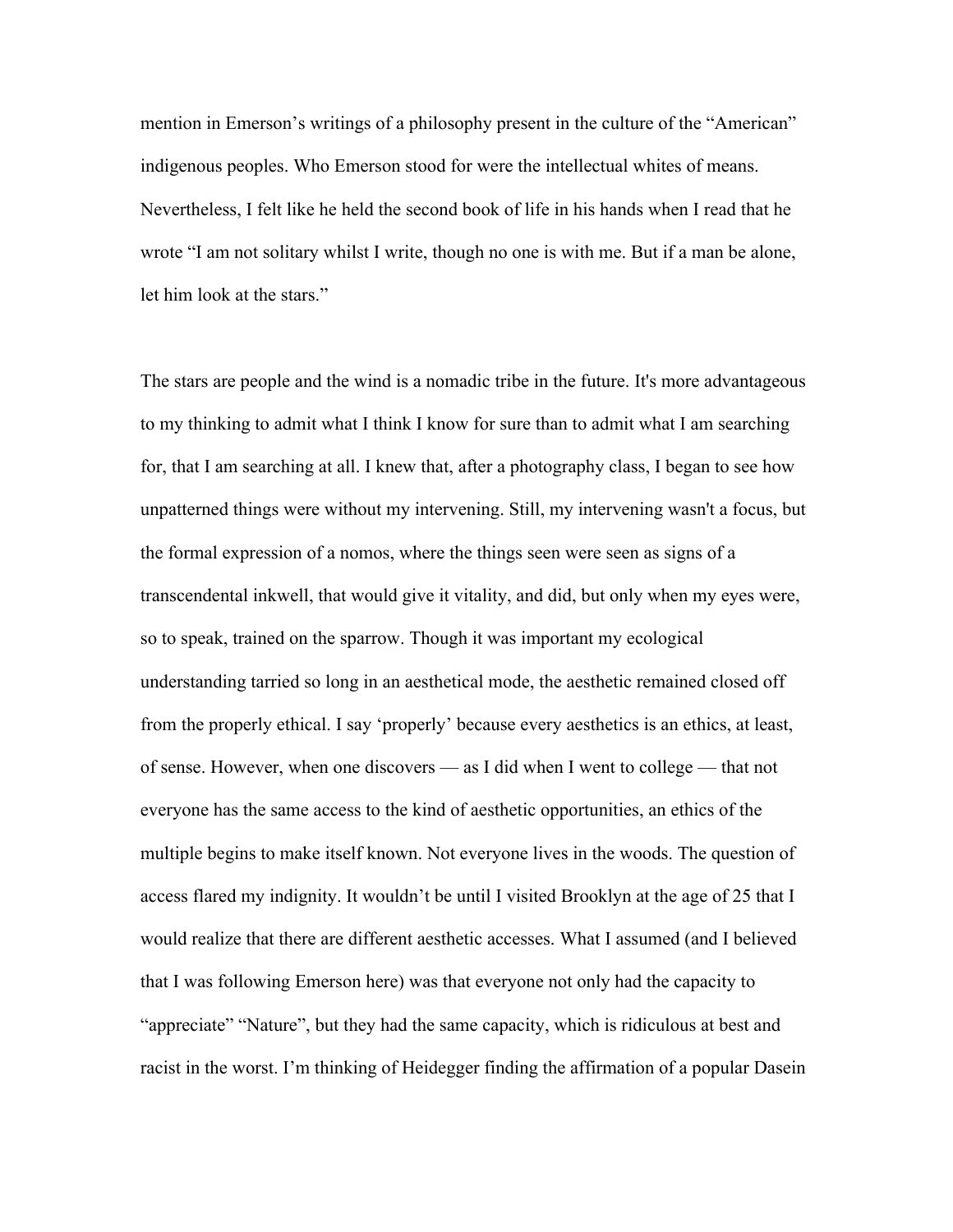mention in Emerson's writings of a philosophy present in the culture of the "American" indigenous peoples. Who Emerson stood for were the intellectual whites of means. Nevertheless, I felt like he held the second book of life in his hands when I read that he wrote "I am not solitary whilst I write, though no one is with me. But if a man be alone, let him look at the stars."

The stars are people and the wind is a nomadic tribe in the future. It's more advantageous to my thinking to admit what I think I know for sure than to admit what I am searching for, that I am searching at all. I knew that, after a photography class, I began to see how unpatterned things were without my intervening. Still, my intervening wasn't a focus, but the formal expression of a nomos, where the things seen were seen as signs of a transcendental inkwell, that would give it vitality, and did, but only when my eyes were, so to speak, trained on the sparrow. Though it was important my ecological understanding tarried so long in an aesthetical mode, the aesthetic remained closed off from the properly ethical. I say 'properly' because every aesthetics is an ethics, at least, of sense. However, when one discovers — as I did when I went to college — that not everyone has the same access to the kind of aesthetic opportunities, an ethics of the multiple begins to make itself known. Not everyone lives in the woods. The question of access flared my indignity. It wouldn't be until I visited Brooklyn at the age of 25 that I would realize that there are different aesthetic accesses. What I assumed (and I believed that I was following Emerson here) was that everyone not only had the capacity to "appreciate" "Nature", but they had the same capacity, which is ridiculous at best and racist in the worst. I'm thinking of Heidegger finding the affirmation of a popular Dasein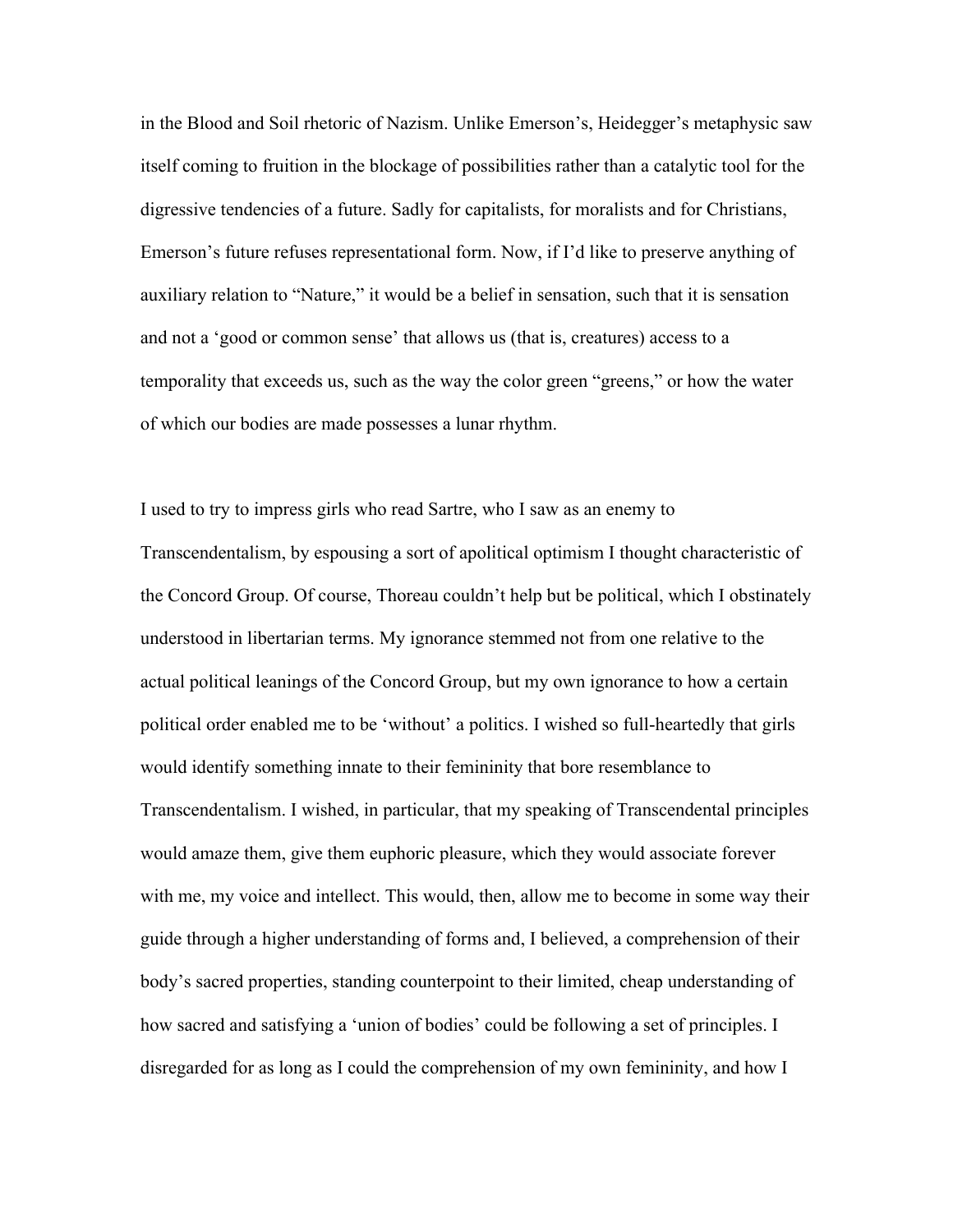in the Blood and Soil rhetoric of Nazism. Unlike Emerson's, Heidegger's metaphysic saw itself coming to fruition in the blockage of possibilities rather than a catalytic tool for the digressive tendencies of a future. Sadly for capitalists, for moralists and for Christians, Emerson's future refuses representational form. Now, if I'd like to preserve anything of auxiliary relation to "Nature," it would be a belief in sensation, such that it is sensation and not a 'good or common sense' that allows us (that is, creatures) access to a temporality that exceeds us, such as the way the color green "greens," or how the water of which our bodies are made possesses a lunar rhythm.

I used to try to impress girls who read Sartre, who I saw as an enemy to Transcendentalism, by espousing a sort of apolitical optimism I thought characteristic of the Concord Group. Of course, Thoreau couldn't help but be political, which I obstinately understood in libertarian terms. My ignorance stemmed not from one relative to the actual political leanings of the Concord Group, but my own ignorance to how a certain political order enabled me to be 'without' a politics. I wished so full-heartedly that girls would identify something innate to their femininity that bore resemblance to Transcendentalism. I wished, in particular, that my speaking of Transcendental principles would amaze them, give them euphoric pleasure, which they would associate forever with me, my voice and intellect. This would, then, allow me to become in some way their guide through a higher understanding of forms and, I believed, a comprehension of their body's sacred properties, standing counterpoint to their limited, cheap understanding of how sacred and satisfying a 'union of bodies' could be following a set of principles. I disregarded for as long as I could the comprehension of my own femininity, and how I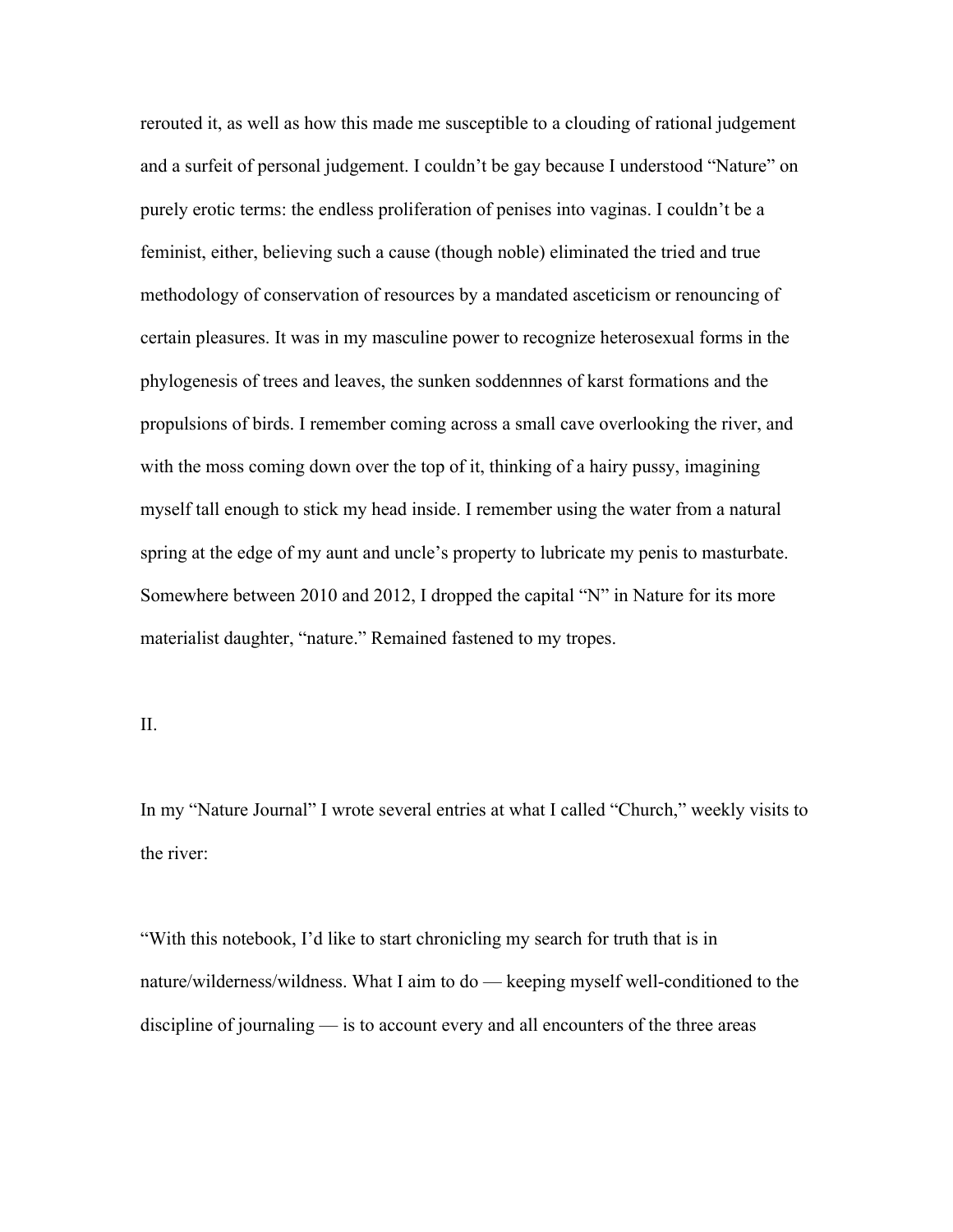rerouted it, as well as how this made me susceptible to a clouding of rational judgement and a surfeit of personal judgement. I couldn't be gay because I understood "Nature" on purely erotic terms: the endless proliferation of penises into vaginas. I couldn't be a feminist, either, believing such a cause (though noble) eliminated the tried and true methodology of conservation of resources by a mandated asceticism or renouncing of certain pleasures. It was in my masculine power to recognize heterosexual forms in the phylogenesis of trees and leaves, the sunken soddennnes of karst formations and the propulsions of birds. I remember coming across a small cave overlooking the river, and with the moss coming down over the top of it, thinking of a hairy pussy, imagining myself tall enough to stick my head inside. I remember using the water from a natural spring at the edge of my aunt and uncle's property to lubricate my penis to masturbate. Somewhere between 2010 and 2012, I dropped the capital "N" in Nature for its more materialist daughter, "nature." Remained fastened to my tropes.

II.

In my "Nature Journal" I wrote several entries at what I called "Church," weekly visits to the river:

"With this notebook, I'd like to start chronicling my search for truth that is in nature/wilderness/wildness. What I aim to do — keeping myself well-conditioned to the discipline of journaling — is to account every and all encounters of the three areas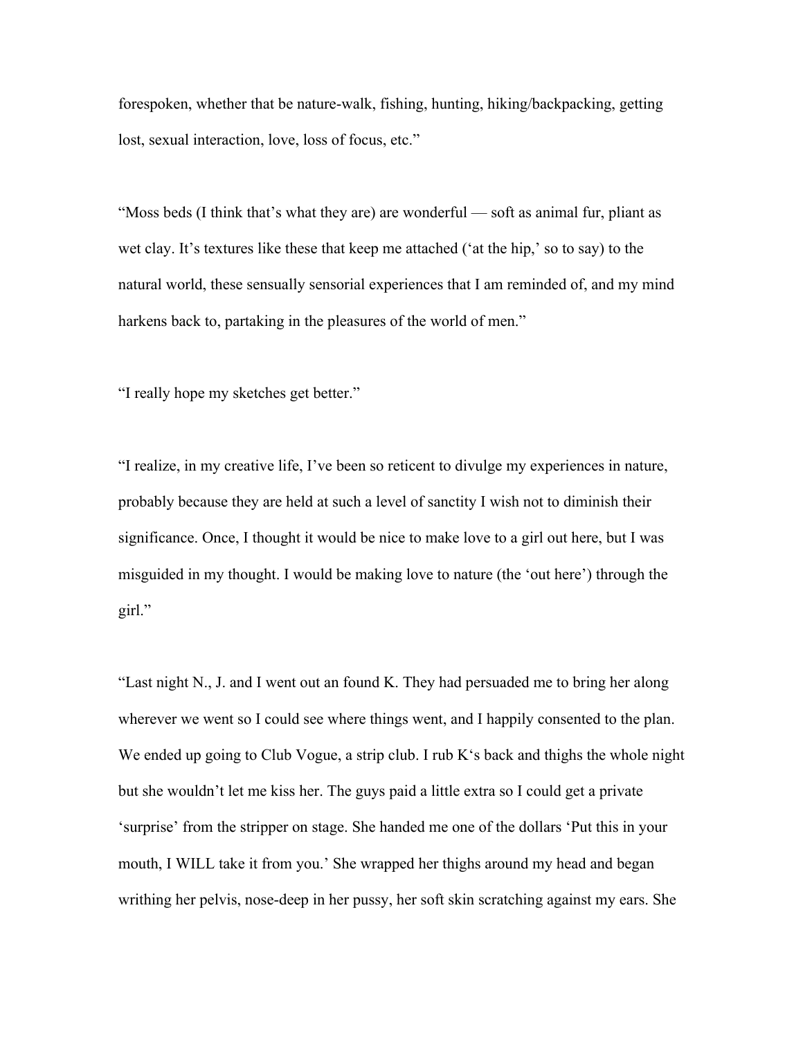forespoken, whether that be nature-walk, fishing, hunting, hiking/backpacking, getting lost, sexual interaction, love, loss of focus, etc."

"Moss beds (I think that's what they are) are wonderful — soft as animal fur, pliant as wet clay. It's textures like these that keep me attached ('at the hip,' so to say) to the natural world, these sensually sensorial experiences that I am reminded of, and my mind harkens back to, partaking in the pleasures of the world of men."

"I really hope my sketches get better."

"I realize, in my creative life, I've been so reticent to divulge my experiences in nature, probably because they are held at such a level of sanctity I wish not to diminish their significance. Once, I thought it would be nice to make love to a girl out here, but I was misguided in my thought. I would be making love to nature (the 'out here') through the girl."

"Last night N., J. and I went out an found K. They had persuaded me to bring her along wherever we went so I could see where things went, and I happily consented to the plan. We ended up going to Club Vogue, a strip club. I rub K's back and thighs the whole night but she wouldn't let me kiss her. The guys paid a little extra so I could get a private 'surprise' from the stripper on stage. She handed me one of the dollars 'Put this in your mouth, I WILL take it from you.' She wrapped her thighs around my head and began writhing her pelvis, nose-deep in her pussy, her soft skin scratching against my ears. She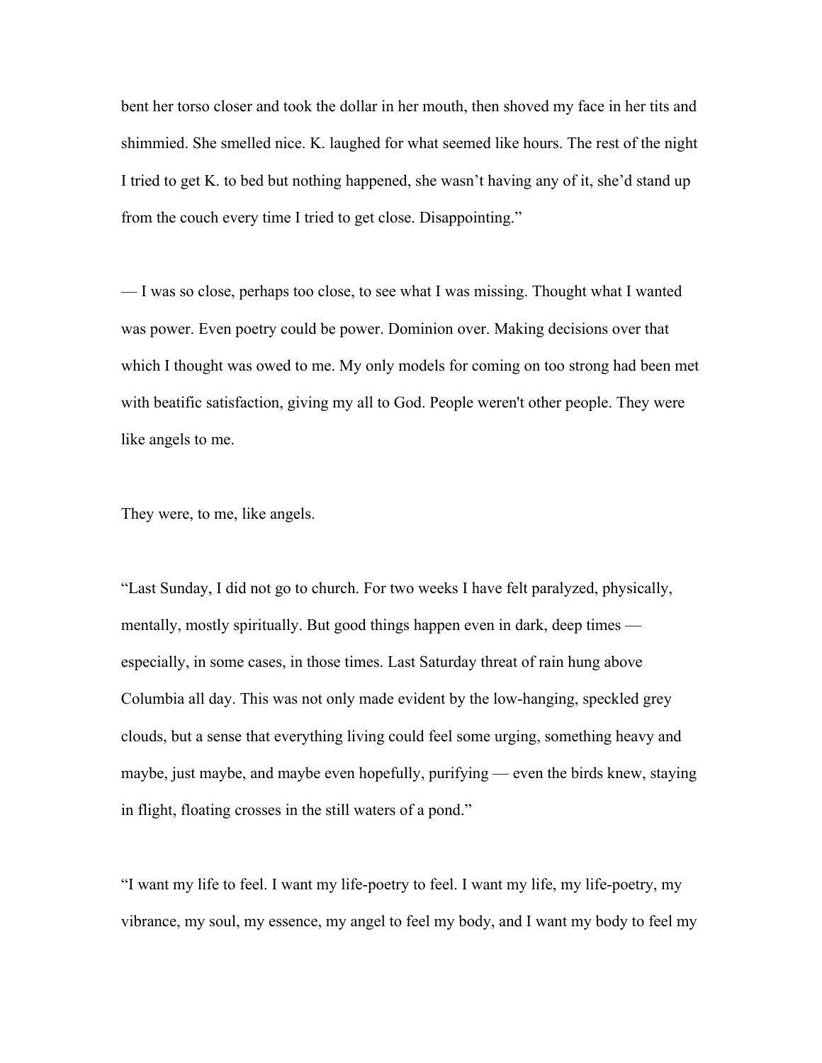bent her torso closer and took the dollar in her mouth, then shoved my face in her tits and shimmied. She smelled nice. K. laughed for what seemed like hours. The rest of the night I tried to get K. to bed but nothing happened, she wasn't having any of it, she'd stand up from the couch every time I tried to get close. Disappointing."

— I was so close, perhaps too close, to see what I was missing. Thought what I wanted was power. Even poetry could be power. Dominion over. Making decisions over that which I thought was owed to me. My only models for coming on too strong had been met with beatific satisfaction, giving my all to God. People weren't other people. They were like angels to me.

They were, to me, like angels.

"Last Sunday, I did not go to church. For two weeks I have felt paralyzed, physically, mentally, mostly spiritually. But good things happen even in dark, deep times — especially, in some cases, in those times. Last Saturday threat of rain hung above Columbia all day. This was not only made evident by the low-hanging, speckled grey clouds, but a sense that everything living could feel some urging, something heavy and maybe, just maybe, and maybe even hopefully, purifying — even the birds knew, staying in flight, floating crosses in the still waters of a pond."

"I want my life to feel. I want my life-poetry to feel. I want my life, my life-poetry, my vibrance, my soul, my essence, my angel to feel my body, and I want my body to feel my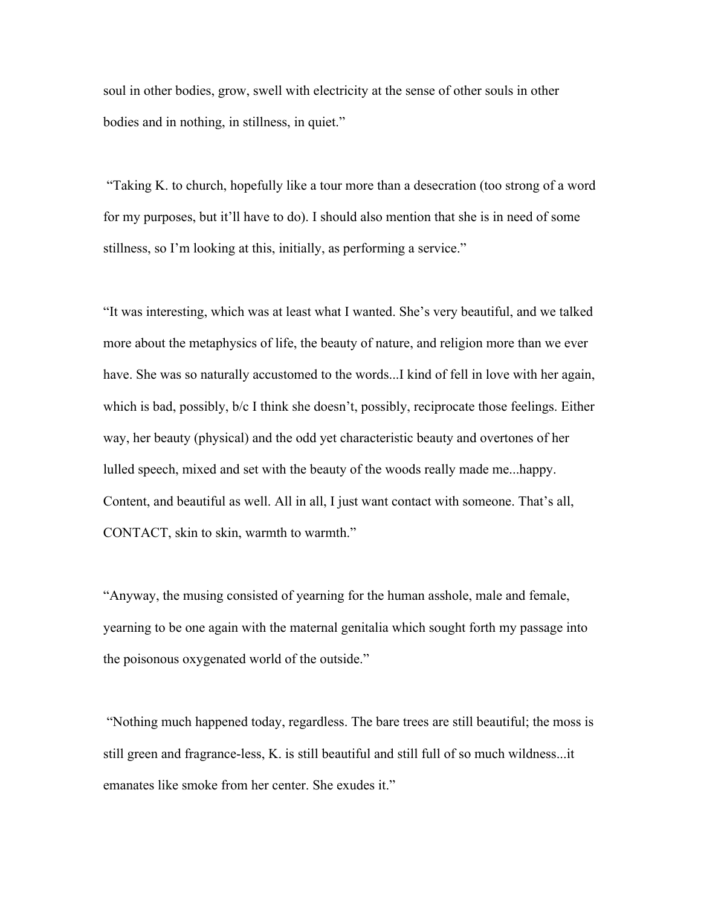soul in other bodies, grow, swell with electricity at the sense of other souls in other bodies and in nothing, in stillness, in quiet."

"Taking K. to church, hopefully like a tour more than a desecration (too strong of a word for my purposes, but it'll have to do). I should also mention that she is in need of some stillness, so I'm looking at this, initially, as performing a service."

"It was interesting, which was at least what I wanted. She's very beautiful, and we talked more about the metaphysics of life, the beauty of nature, and religion more than we ever have. She was so naturally accustomed to the words...I kind of fell in love with her again, which is bad, possibly, b/c I think she doesn't, possibly, reciprocate those feelings. Either way, her beauty (physical) and the odd yet characteristic beauty and overtones of her lulled speech, mixed and set with the beauty of the woods really made me...happy. Content, and beautiful as well. All in all, I just want contact with someone. That's all, CONTACT, skin to skin, warmth to warmth."

"Anyway, the musing consisted of yearning for the human asshole, male and female, yearning to be one again with the maternal genitalia which sought forth my passage into the poisonous oxygenated world of the outside."

"Nothing much happened today, regardless. The bare trees are still beautiful; the moss is still green and fragrance-less, K. is still beautiful and still full of so much wildness...it emanates like smoke from her center. She exudes it."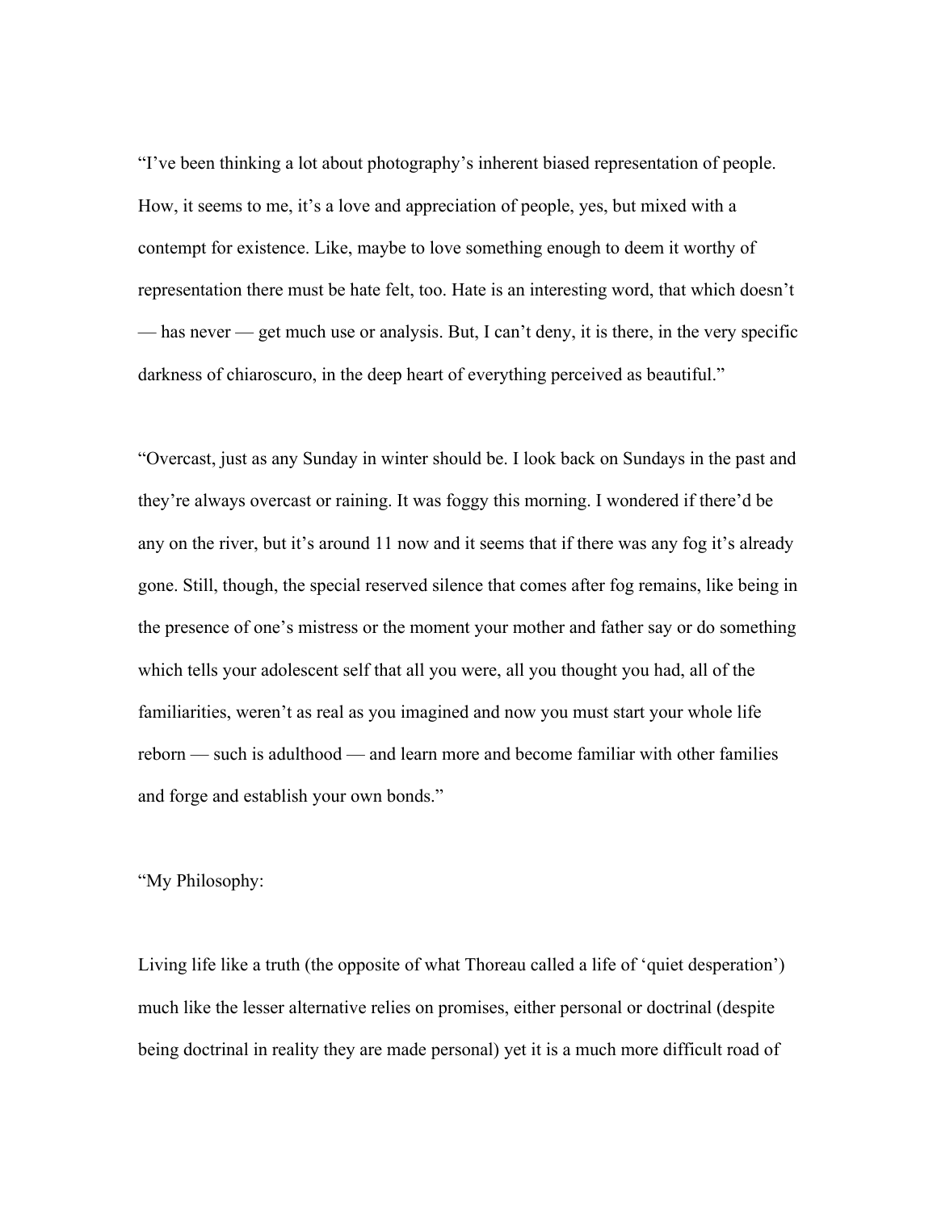"I've been thinking a lot about photography's inherent biased representation of people. How, it seems to me, it's a love and appreciation of people, yes, but mixed with a contempt for existence. Like, maybe to love something enough to deem it worthy of representation there must be hate felt, too. Hate is an interesting word, that which doesn't — has never — get much use or analysis. But, I can't deny, it is there, in the very specific darkness of chiaroscuro, in the deep heart of everything perceived as beautiful."

"Overcast, just as any Sunday in winter should be. I look back on Sundays in the past and they're always overcast or raining. It was foggy this morning. I wondered if there'd be any on the river, but it's around 11 now and it seems that if there was any fog it's already gone. Still, though, the special reserved silence that comes after fog remains, like being in the presence of one's mistress or the moment your mother and father say or do something which tells your adolescent self that all you were, all you thought you had, all of the familiarities, weren't as real as you imagined and now you must start your whole life reborn — such is adulthood — and learn more and become familiar with other families and forge and establish your own bonds."

"My Philosophy:

Living life like a truth (the opposite of what Thoreau called a life of 'quiet desperation') much like the lesser alternative relies on promises, either personal or doctrinal (despite being doctrinal in reality they are made personal) yet it is a much more difficult road of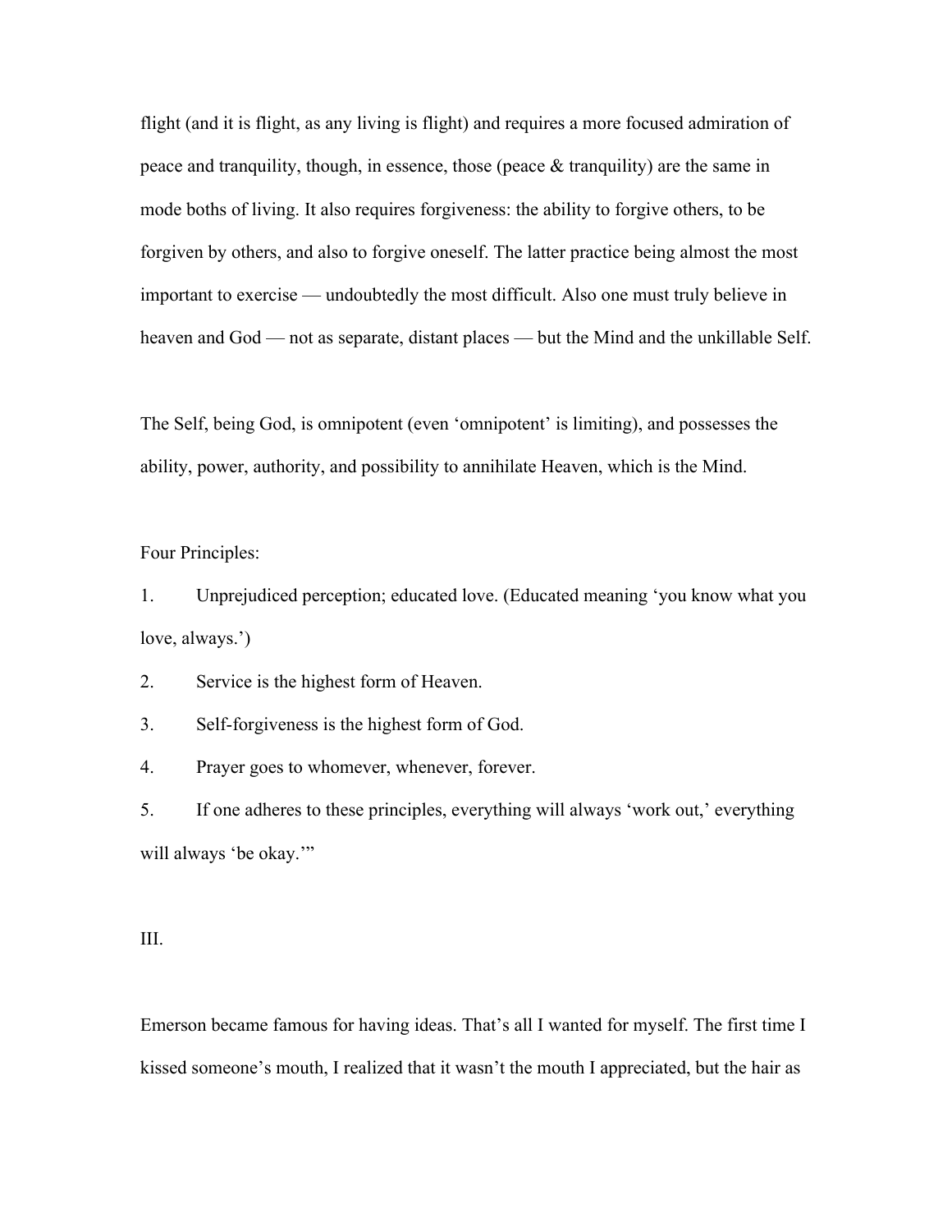flight (and it is flight, as any living is flight) and requires a more focused admiration of peace and tranquility, though, in essence, those (peace & tranquility) are the same in mode boths of living. It also requires forgiveness: the ability to forgive others, to be forgiven by others, and also to forgive oneself. The latter practice being almost the most important to exercise — undoubtedly the most difficult. Also one must truly believe in heaven and God — not as separate, distant places — but the Mind and the unkillable Self.

The Self, being God, is omnipotent (even 'omnipotent' is limiting), and possesses the ability, power, authority, and possibility to annihilate Heaven, which is the Mind.

Four Principles:

1. Unprejudiced perception; educated love. (Educated meaning 'you know what you love, always.')
2. Service is the highest form of Heaven.
3. Self-forgiveness is the highest form of God.
4. Prayer goes to whomever, whenever, forever.
5. If one adheres to these principles, everything will always 'work out,' everything will always 'be okay.'"

III.

Emerson became famous for having ideas. That's all I wanted for myself. The first time I kissed someone's mouth, I realized that it wasn't the mouth I appreciated, but the hair as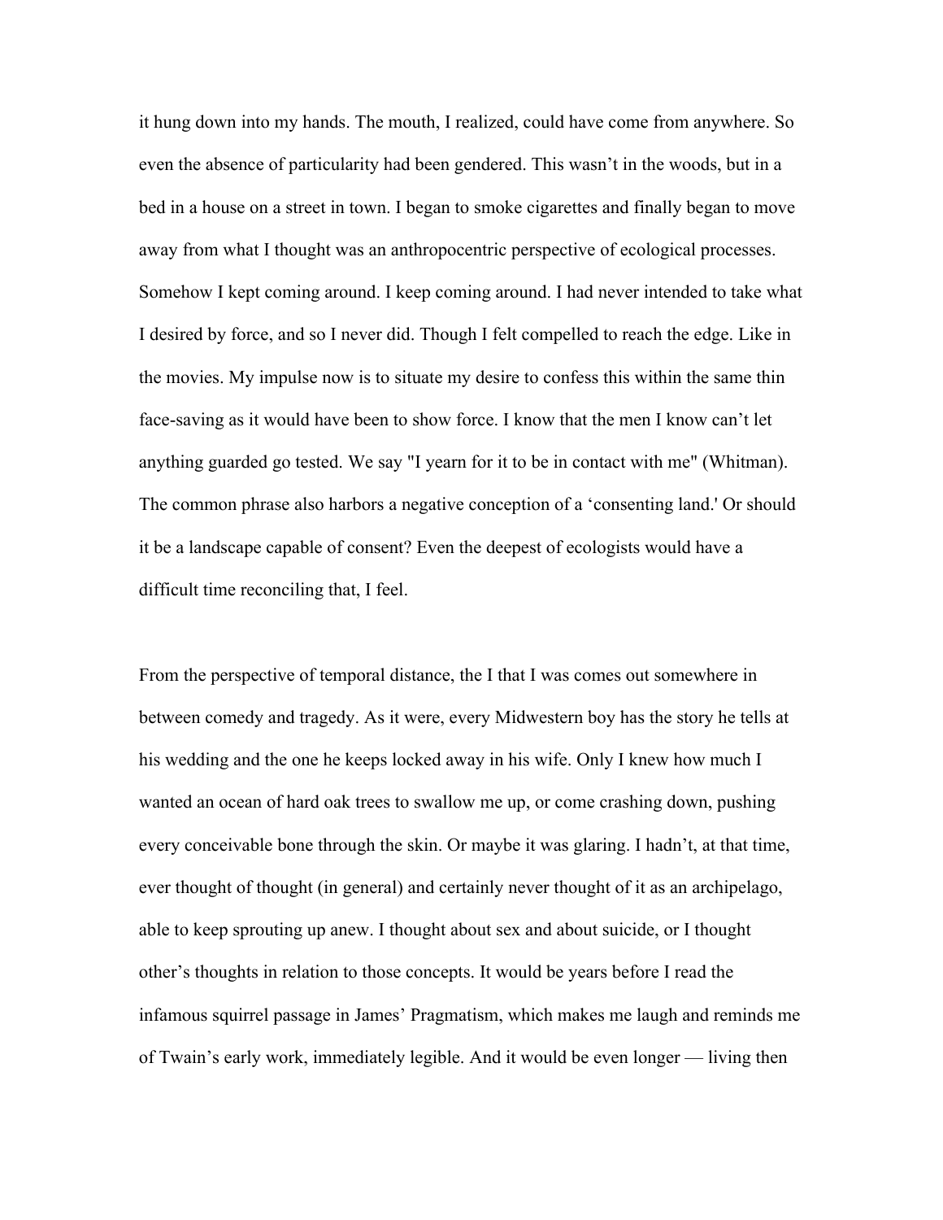it hung down into my hands. The mouth, I realized, could have come from anywhere. So even the absence of particularity had been gendered. This wasn't in the woods, but in a bed in a house on a street in town. I began to smoke cigarettes and finally began to move away from what I thought was an anthropocentric perspective of ecological processes. Somehow I kept coming around. I keep coming around. I had never intended to take what I desired by force, and so I never did. Though I felt compelled to reach the edge. Like in the movies. My impulse now is to situate my desire to confess this within the same thin face-saving as it would have been to show force. I know that the men I know can't let anything guarded go tested. We say "I yearn for it to be in contact with me" (Whitman). The common phrase also harbors a negative conception of a 'consenting land.' Or should it be a landscape capable of consent? Even the deepest of ecologists would have a difficult time reconciling that, I feel.

From the perspective of temporal distance, the I that I was comes out somewhere in between comedy and tragedy. As it were, every Midwestern boy has the story he tells at his wedding and the one he keeps locked away in his wife. Only I knew how much I wanted an ocean of hard oak trees to swallow me up, or come crashing down, pushing every conceivable bone through the skin. Or maybe it was glaring. I hadn't, at that time, ever thought of thought (in general) and certainly never thought of it as an archipelago, able to keep sprouting up anew. I thought about sex and about suicide, or I thought other's thoughts in relation to those concepts. It would be years before I read the infamous squirrel passage in James' Pragmatism, which makes me laugh and reminds me of Twain's early work, immediately legible. And it would be even longer — living then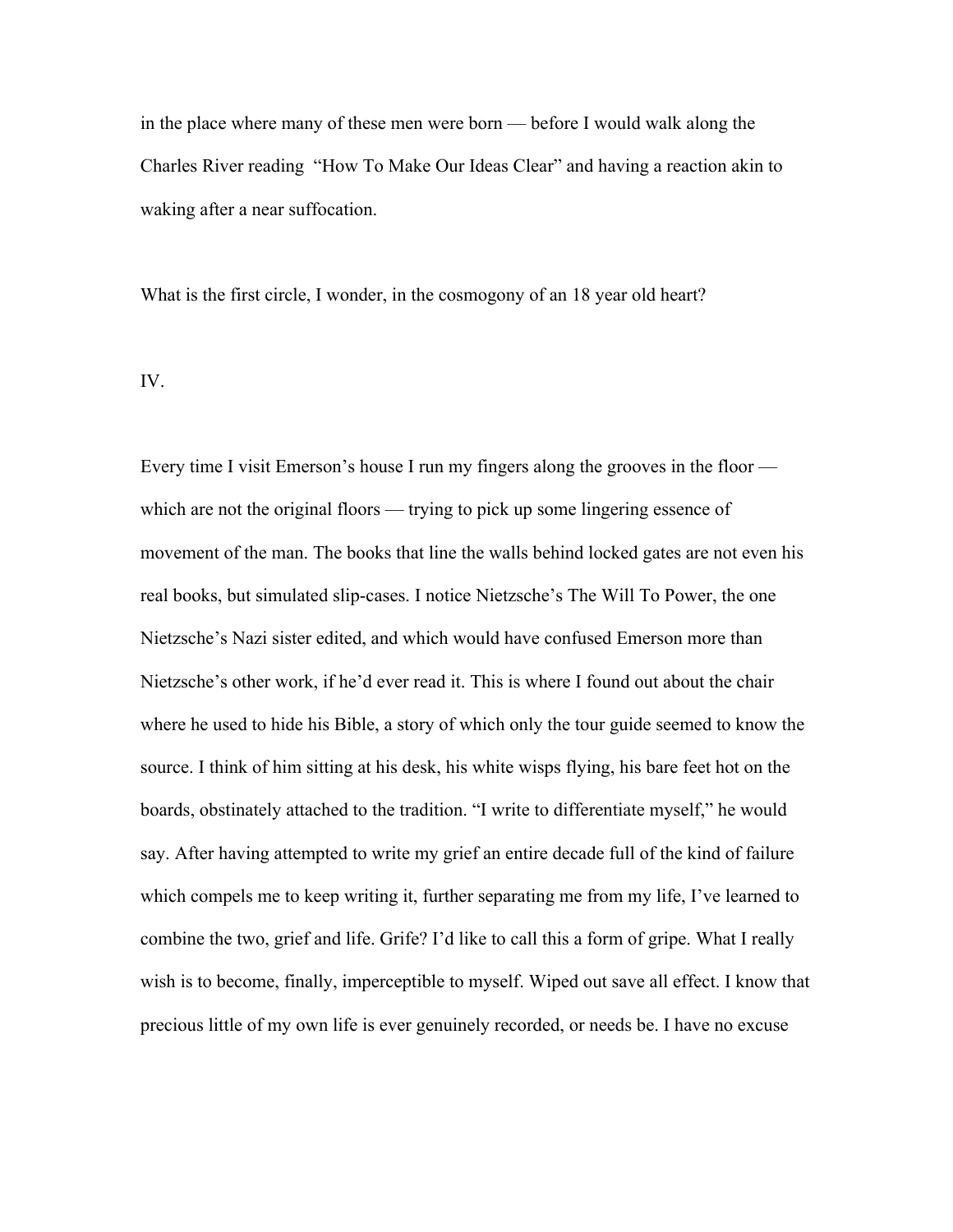in the place where many of these men were born — before I would walk along the Charles River reading "How To Make Our Ideas Clear" and having a reaction akin to waking after a near suffocation.

What is the first circle, I wonder, in the cosmogony of an 18 year old heart?

IV.

Every time I visit Emerson's house I run my fingers along the grooves in the floor — which are not the original floors — trying to pick up some lingering essence of movement of the man. The books that line the walls behind locked gates are not even his real books, but simulated slip-cases. I notice Nietzsche's The Will To Power, the one Nietzsche's Nazi sister edited, and which would have confused Emerson more than Nietzsche's other work, if he'd ever read it. This is where I found out about the chair where he used to hide his Bible, a story of which only the tour guide seemed to know the source. I think of him sitting at his desk, his white wisps flying, his bare feet hot on the boards, obstinately attached to the tradition. "I write to differentiate myself," he would say. After having attempted to write my grief an entire decade full of the kind of failure which compels me to keep writing it, further separating me from my life, I've learned to combine the two, grief and life. Grife? I'd like to call this a form of gripe. What I really wish is to become, finally, imperceptible to myself. Wiped out save all effect. I know that precious little of my own life is ever genuinely recorded, or needs be. I have no excuse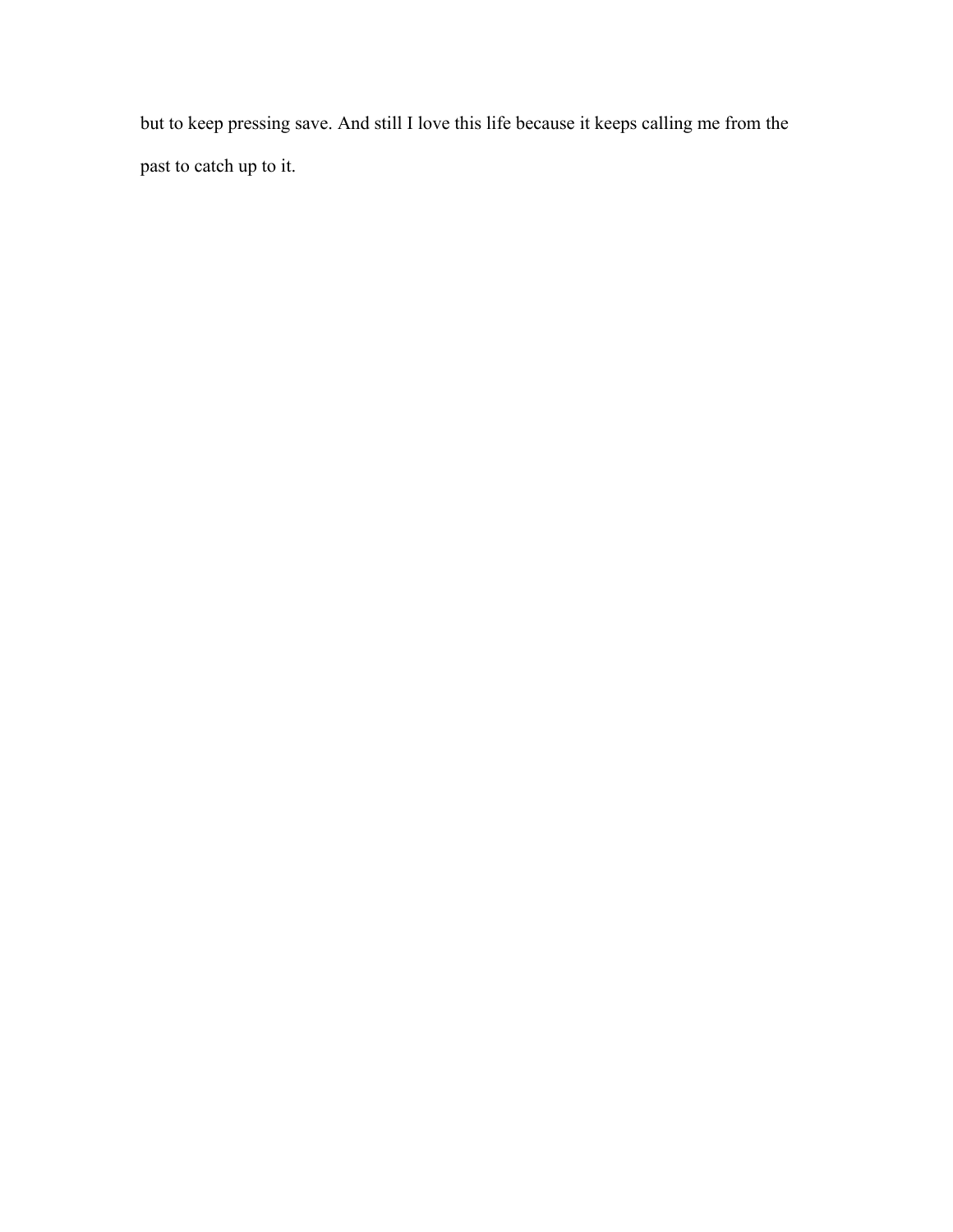but to keep pressing save. And still I love this life because it keeps calling me from the past to catch up to it.